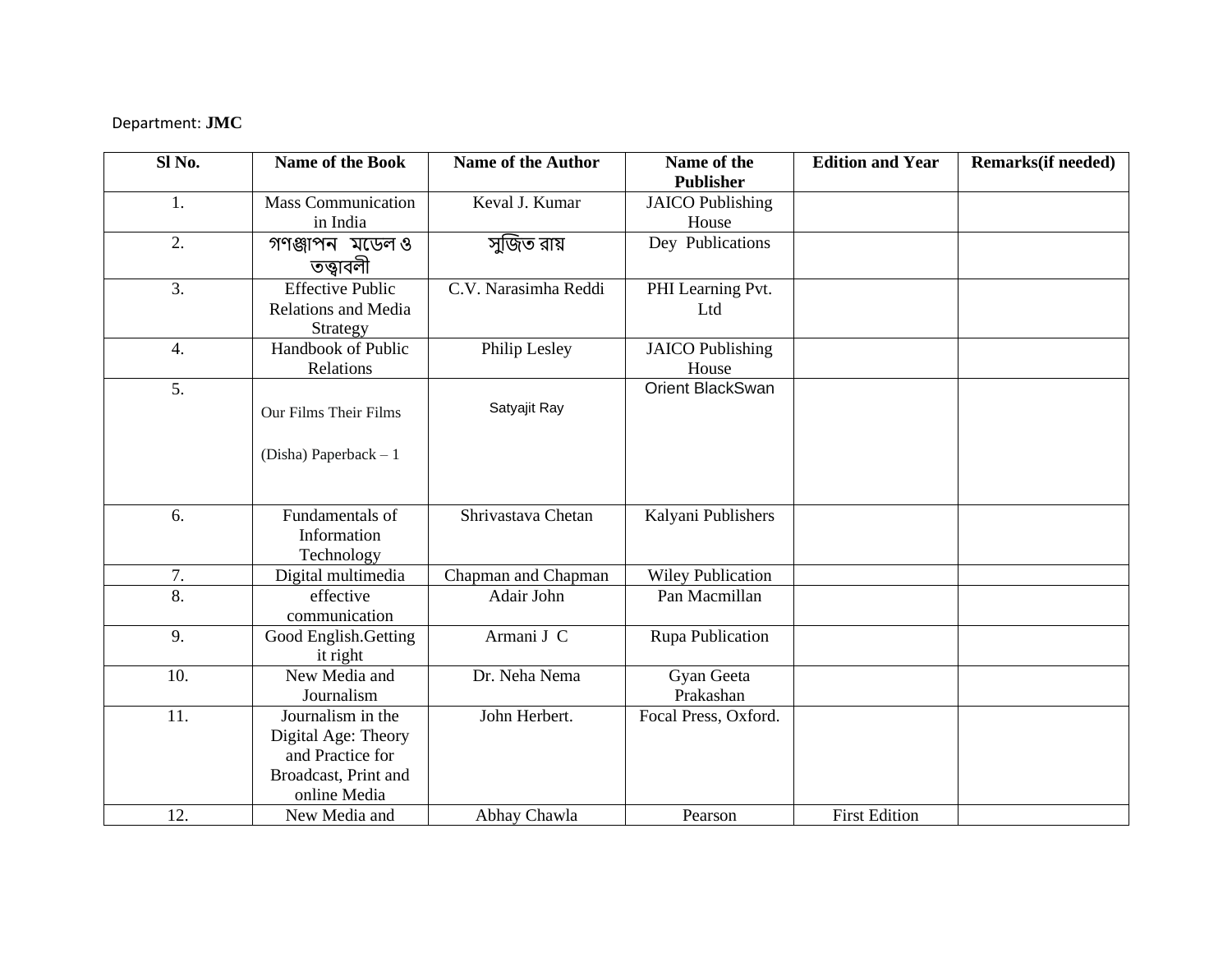Department: **JMC**

| Sl No. | Name of the Book | Name of the Author | Name of the Publisher | Edition and Year | Remarks(if needed) |
|---|---|---|---|---|---|
| 1. | Mass Communication in India | Keval J. Kumar | JAICO Publishing House | | |
| 2. | গণজ্ঞাপন মডেল ও তত্ত্বাবলী | সুজিত রায় | Dey Publications | | |
| 3. | Effective Public Relations and Media Strategy | C.V. Narasimha Reddi | PHI Learning Pvt. Ltd | | |
| 4. | Handbook of Public Relations | Philip Lesley | JAICO Publishing House | | |
| 5. | Our Films Their Films (Disha) Paperback – 1 | Satyajit Ray | Orient BlackSwan | | |
| 6. | Fundamentals of Information Technology | Shrivastava Chetan | Kalyani Publishers | | |
| 7. | Digital multimedia | Chapman and Chapman | Wiley Publication | | |
| 8. | effective communication | Adair John | Pan Macmillan | | |
| 9. | Good English.Getting it right | Armani J C | Rupa Publication | | |
| 10. | New Media and Journalism | Dr. Neha Nema | Gyan Geeta Prakashan | | |
| 11. | Journalism in the Digital Age: Theory and Practice for Broadcast, Print and online Media | John Herbert. | Focal Press, Oxford. | | |
| 12. | New Media and | Abhay Chawla | Pearson | First Edition | |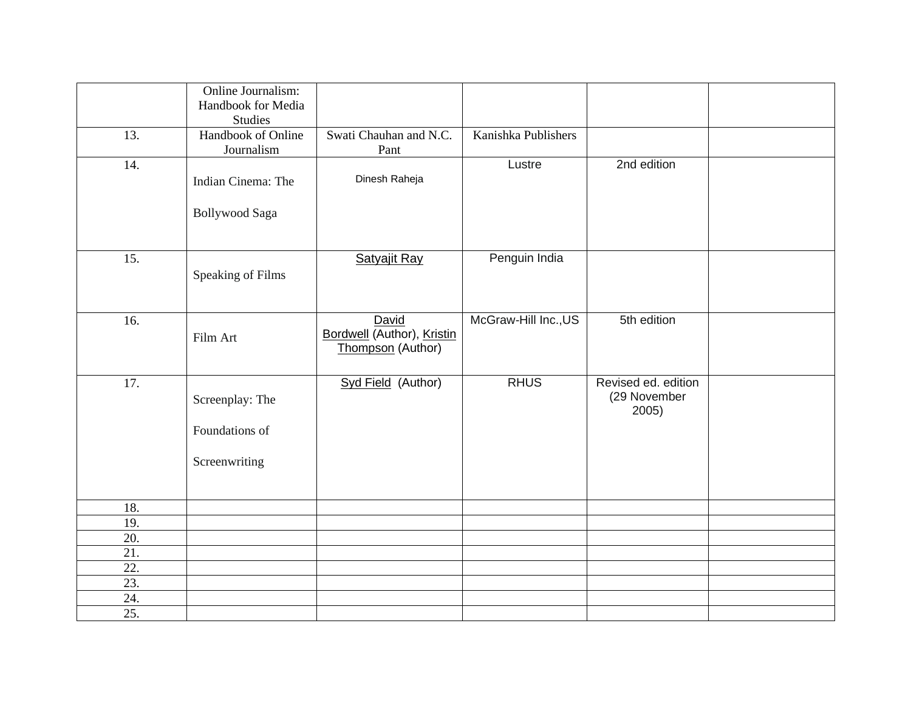| | | | | | |
|---|---|---|---|---|---|
| | Online Journalism: Handbook for Media Studies | | | | |
| 13. | Handbook of Online Journalism | Swati Chauhan and N.C. Pant | Kanishka Publishers | | |
| 14. | Indian Cinema: The Bollywood Saga | Dinesh Raheja | Lustre | 2nd edition | |
| 15. | Speaking of Films | Satyajit Ray | Penguin India | | |
| 16. | Film Art | David Bordwell (Author), Kristin Thompson (Author) | McGraw-Hill Inc.,US | 5th edition | |
| 17. | Screenplay: The Foundations of Screenwriting | Syd Field (Author) | RHUS | Revised ed. edition (29 November 2005) | |
| 18. | | | | | |
| 19. | | | | | |
| 20. | | | | | |
| 21. | | | | | |
| 22. | | | | | |
| 23. | | | | | |
| 24. | | | | | |
| 25. | | | | | |